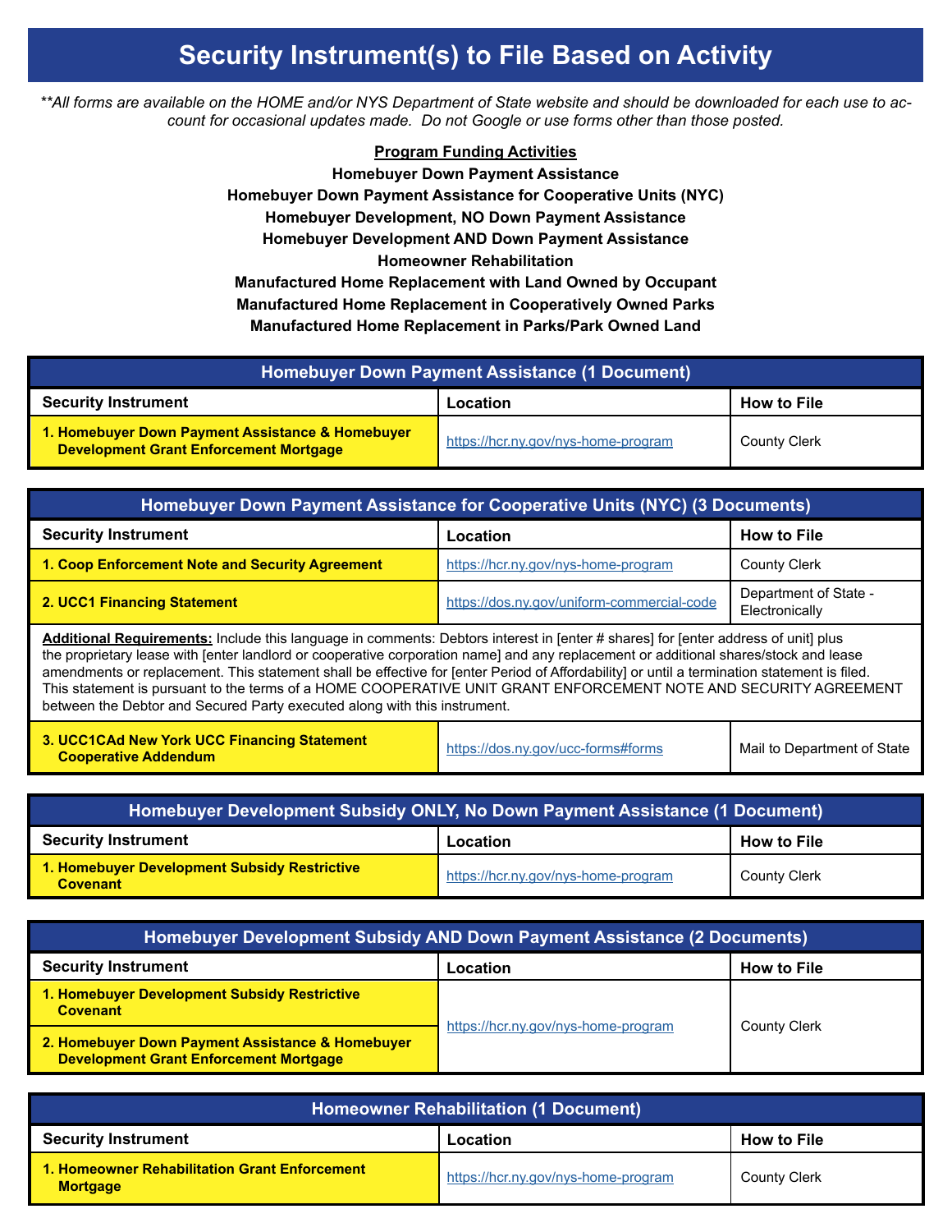# Security Instrument(s) to File Based on Activity

*\*\*All forms are available on the HOME and/or NYS Department of State website and should be downloaded for each use to account for occasional updates made. Do not Google or use forms other than those posted.*

**Program Funding Activities**

**Homebuyer Down Payment Assistance**
**Homebuyer Down Payment Assistance for Cooperative Units (NYC)**
**Homebuyer Development, NO Down Payment Assistance**
**Homebuyer Development AND Down Payment Assistance**
**Homeowner Rehabilitation**
**Manufactured Home Replacement with Land Owned by Occupant**
**Manufactured Home Replacement in Cooperatively Owned Parks**
**Manufactured Home Replacement in Parks/Park Owned Land**

## Homebuyer Down Payment Assistance (1 Document)

| Security Instrument | Location | How to File |
|---|---|---|
| **1. Homebuyer Down Payment Assistance & Homebuyer Development Grant Enforcement Mortgage** | https://hcr.ny.gov/nys-home-program | County Clerk |

## Homebuyer Down Payment Assistance for Cooperative Units (NYC) (3 Documents)

| Security Instrument | Location | How to File |
|---|---|---|
| **1. Coop Enforcement Note and Security Agreement** | https://hcr.ny.gov/nys-home-program | County Clerk |
| **2. UCC1 Financing Statement** | https://dos.ny.gov/uniform-commercial-code | Department of State - Electronically |
| **Additional Requirements:** Include this language in comments: Debtors interest in [enter # shares] for [enter address of unit] plus the proprietary lease with [enter landlord or cooperative corporation name] and any replacement or additional shares/stock and lease amendments or replacement. This statement shall be effective for [enter Period of Affordability] or until a termination statement is filed. This statement is pursuant to the terms of a HOME COOPERATIVE UNIT GRANT ENFORCEMENT NOTE AND SECURITY AGREEMENT between the Debtor and Secured Party executed along with this instrument. | | |
| **3. UCC1CAd New York UCC Financing Statement Cooperative Addendum** | https://dos.ny.gov/ucc-forms#forms | Mail to Department of State |

## Homebuyer Development Subsidy ONLY, No Down Payment Assistance (1 Document)

| Security Instrument | Location | How to File |
|---|---|---|
| **1. Homebuyer Development Subsidy Restrictive Covenant** | https://hcr.ny.gov/nys-home-program | County Clerk |

## Homebuyer Development Subsidy AND Down Payment Assistance (2 Documents)

| Security Instrument | Location | How to File |
|---|---|---|
| **1. Homebuyer Development Subsidy Restrictive Covenant** | https://hcr.ny.gov/nys-home-program | County Clerk |
| **2. Homebuyer Down Payment Assistance & Homebuyer Development Grant Enforcement Mortgage** | | |

## Homeowner Rehabilitation (1 Document)

| Security Instrument | Location | How to File |
|---|---|---|
| **1. Homeowner Rehabilitation Grant Enforcement Mortgage** | https://hcr.ny.gov/nys-home-program | County Clerk |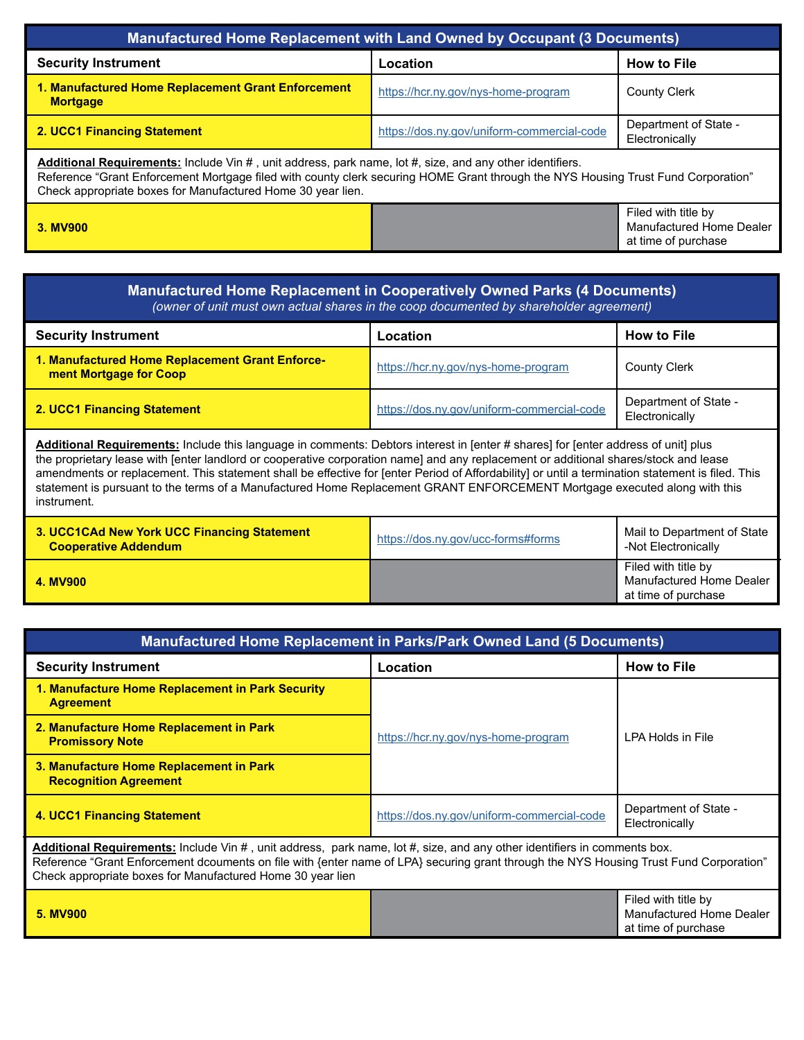## Manufactured Home Replacement with Land Owned by Occupant (3 Documents)

| Security Instrument | Location | How to File |
|---|---|---|
| **1. Manufactured Home Replacement Grant Enforcement Mortgage** | https://hcr.ny.gov/nys-home-program | County Clerk |
| **2. UCC1 Financing Statement** | https://dos.ny.gov/uniform-commercial-code | Department of State - Electronically |
| **Additional Requirements:** Include Vin # , unit address, park name, lot #, size, and any other identifiers. Reference "Grant Enforcement Mortgage filed with county clerk securing HOME Grant through the NYS Housing Trust Fund Corporation" Check appropriate boxes for Manufactured Home 30 year lien. | | |
| **3. MV900** | | Filed with title by Manufactured Home Dealer at time of purchase |

## Manufactured Home Replacement in Cooperatively Owned Parks (4 Documents)

*(owner of unit must own actual shares in the coop documented by shareholder agreement)*

| Security Instrument | Location | How to File |
|---|---|---|
| **1. Manufactured Home Replacement Grant Enforcement Mortgage for Coop** | https://hcr.ny.gov/nys-home-program | County Clerk |
| **2. UCC1 Financing Statement** | https://dos.ny.gov/uniform-commercial-code | Department of State - Electronically |
| **Additional Requirements:** Include this language in comments: Debtors interest in [enter # shares] for [enter address of unit] plus the proprietary lease with [enter landlord or cooperative corporation name] and any replacement or additional shares/stock and lease amendments or replacement. This statement shall be effective for [enter Period of Affordability] or until a termination statement is filed. This statement is pursuant to the terms of a Manufactured Home Replacement GRANT ENFORCEMENT Mortgage executed along with this instrument. | | |
| **3. UCC1CAd New York UCC Financing Statement Cooperative Addendum** | https://dos.ny.gov/ucc-forms#forms | Mail to Department of State -Not Electronically |
| **4. MV900** | | Filed with title by Manufactured Home Dealer at time of purchase |

## Manufactured Home Replacement in Parks/Park Owned Land (5 Documents)

| Security Instrument | Location | How to File |
|---|---|---|
| **1. Manufacture Home Replacement in Park Security Agreement** | https://hcr.ny.gov/nys-home-program | LPA Holds in File |
| **2. Manufacture Home Replacement in Park Promissory Note** | https://hcr.ny.gov/nys-home-program | LPA Holds in File |
| **3. Manufacture Home Replacement in Park Recognition Agreement** | https://hcr.ny.gov/nys-home-program | LPA Holds in File |
| **4. UCC1 Financing Statement** | https://dos.ny.gov/uniform-commercial-code | Department of State - Electronically |
| **Additional Requirements:** Include Vin # , unit address, park name, lot #, size, and any other identifiers in comments box. Reference "Grant Enforcement dcouments on file with {enter name of LPA} securing grant through the NYS Housing Trust Fund Corporation" Check appropriate boxes for Manufactured Home 30 year lien | | |
| **5. MV900** | | Filed with title by Manufactured Home Dealer at time of purchase |